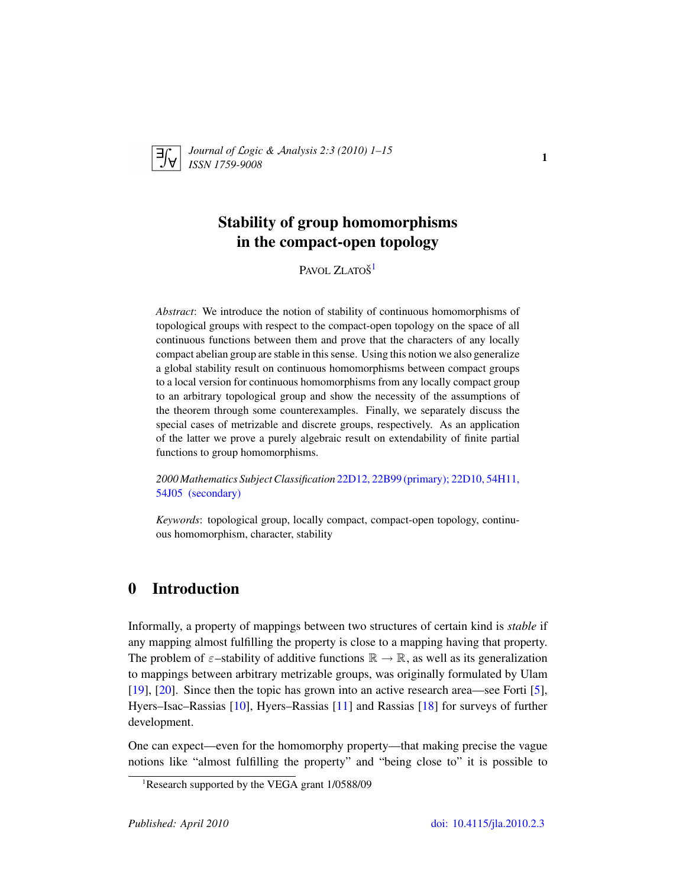# Stability of group homomorphisms in the compact-open topology

PAVOL ZLATOŠ[1]

*Abstract*: We introduce the notion of stability of continuous homomorphisms of topological groups with respect to the compact-open topology on the space of all continuous functions between them and prove that the characters of any locally compact abelian group are stable in this sense. Using this notion we also generalize a global stability result on continuous homomorphisms between compact groups to a local version for continuous homomorphisms from any locally compact group to an arbitrary topological group and show the necessity of the assumptions of the theorem through some counterexamples. Finally, we separately discuss the special cases of metrizable and discrete groups, respectively. As an application of the latter we prove a purely algebraic result on extendability of finite partial functions to group homomorphisms.

*2000 Mathematics Subject Classification* 22D12, 22B99 (primary); 22D10, 54H11, 54J05 (secondary)

*Keywords*: topological group, locally compact, compact-open topology, continuous homomorphism, character, stability

## 0 Introduction

Informally, a property of mappings between two structures of certain kind is *stable* if any mapping almost fulfilling the property is close to a mapping having that property. The problem of $\varepsilon$–stability of additive functions $\mathbb{R} \to \mathbb{R}$, as well as its generalization to mappings between arbitrary metrizable groups, was originally formulated by Ulam [19], [20]. Since then the topic has grown into an active research area—see Forti [5], Hyers–Isac–Rassias [10], Hyers–Rassias [11] and Rassias [18] for surveys of further development.

One can expect—even for the homomorphy property—that making precise the vague notions like "almost fulfilling the property" and "being close to" it is possible to

[1] Research supported by the VEGA grant 1/0588/09

Published: April 2010 doi: 10.4115/jla.2010.2.3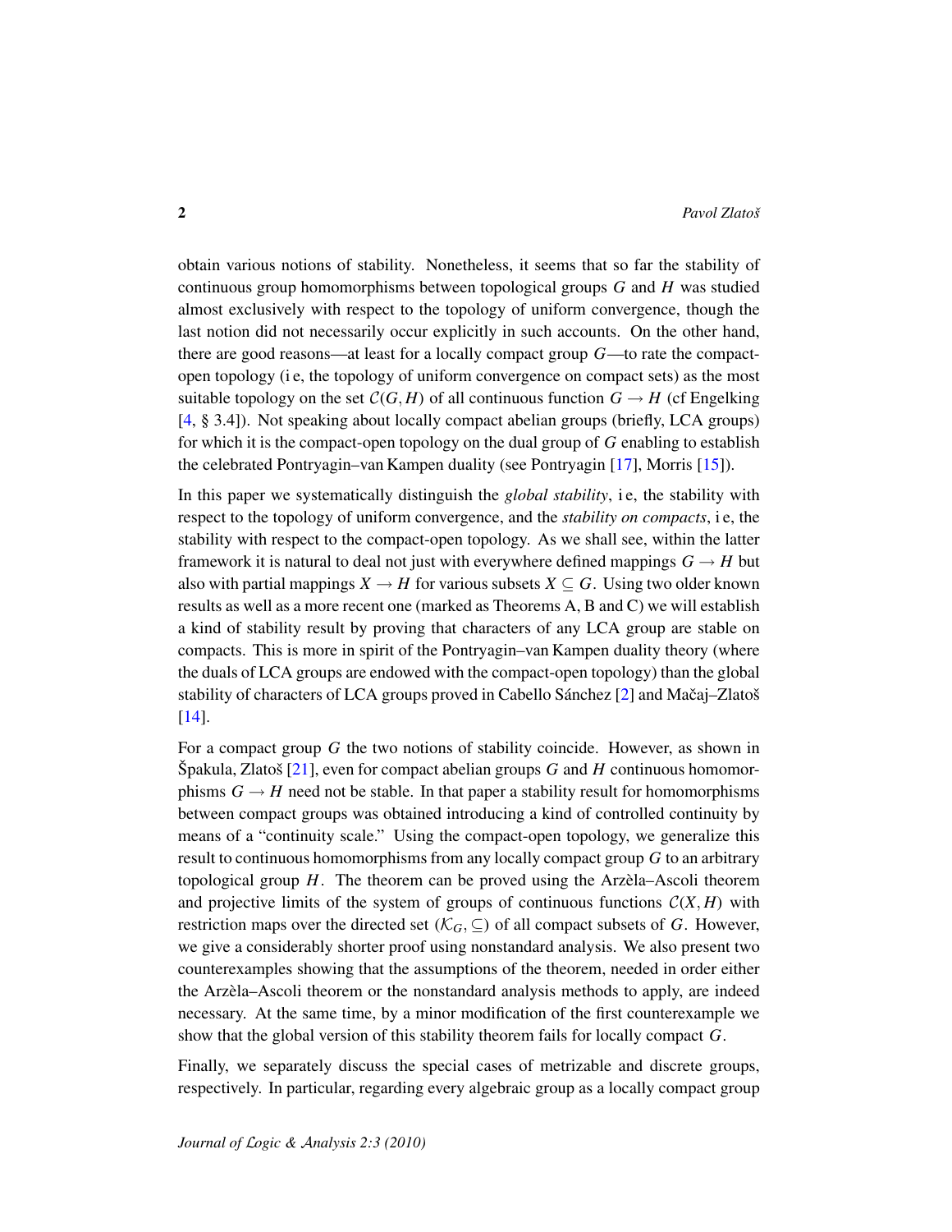obtain various notions of stability. Nonetheless, it seems that so far the stability of continuous group homomorphisms between topological groups $G$ and $H$ was studied almost exclusively with respect to the topology of uniform convergence, though the last notion did not necessarily occur explicitly in such accounts. On the other hand, there are good reasons—at least for a locally compact group $G$—to rate the compact-open topology (i e, the topology of uniform convergence on compact sets) as the most suitable topology on the set $\mathcal{C}(G,H)$ of all continuous function $G \to H$ (cf Engelking [4, § 3.4]). Not speaking about locally compact abelian groups (briefly, LCA groups) for which it is the compact-open topology on the dual group of $G$ enabling to establish the celebrated Pontryagin–van Kampen duality (see Pontryagin [17], Morris [15]).

In this paper we systematically distinguish the *global stability*, i e, the stability with respect to the topology of uniform convergence, and the *stability on compacts*, i e, the stability with respect to the compact-open topology. As we shall see, within the latter framework it is natural to deal not just with everywhere defined mappings $G \to H$ but also with partial mappings $X \to H$ for various subsets $X \subseteq G$. Using two older known results as well as a more recent one (marked as Theorems A, B and C) we will establish a kind of stability result by proving that characters of any LCA group are stable on compacts. This is more in spirit of the Pontryagin–van Kampen duality theory (where the duals of LCA groups are endowed with the compact-open topology) than the global stability of characters of LCA groups proved in Cabello Sánchez [2] and Mačaj–Zlatoš [14].

For a compact group $G$ the two notions of stability coincide. However, as shown in Špakula, Zlatoš [21], even for compact abelian groups $G$ and $H$ continuous homomorphisms $G \to H$ need not be stable. In that paper a stability result for homomorphisms between compact groups was obtained introducing a kind of controlled continuity by means of a "continuity scale." Using the compact-open topology, we generalize this result to continuous homomorphisms from any locally compact group $G$ to an arbitrary topological group $H$. The theorem can be proved using the Arzèla–Ascoli theorem and projective limits of the system of groups of continuous functions $\mathcal{C}(X,H)$ with restriction maps over the directed set $(\mathcal{K}_G, \subseteq)$ of all compact subsets of $G$. However, we give a considerably shorter proof using nonstandard analysis. We also present two counterexamples showing that the assumptions of the theorem, needed in order either the Arzèla–Ascoli theorem or the nonstandard analysis methods to apply, are indeed necessary. At the same time, by a minor modification of the first counterexample we show that the global version of this stability theorem fails for locally compact $G$.

Finally, we separately discuss the special cases of metrizable and discrete groups, respectively. In particular, regarding every algebraic group as a locally compact group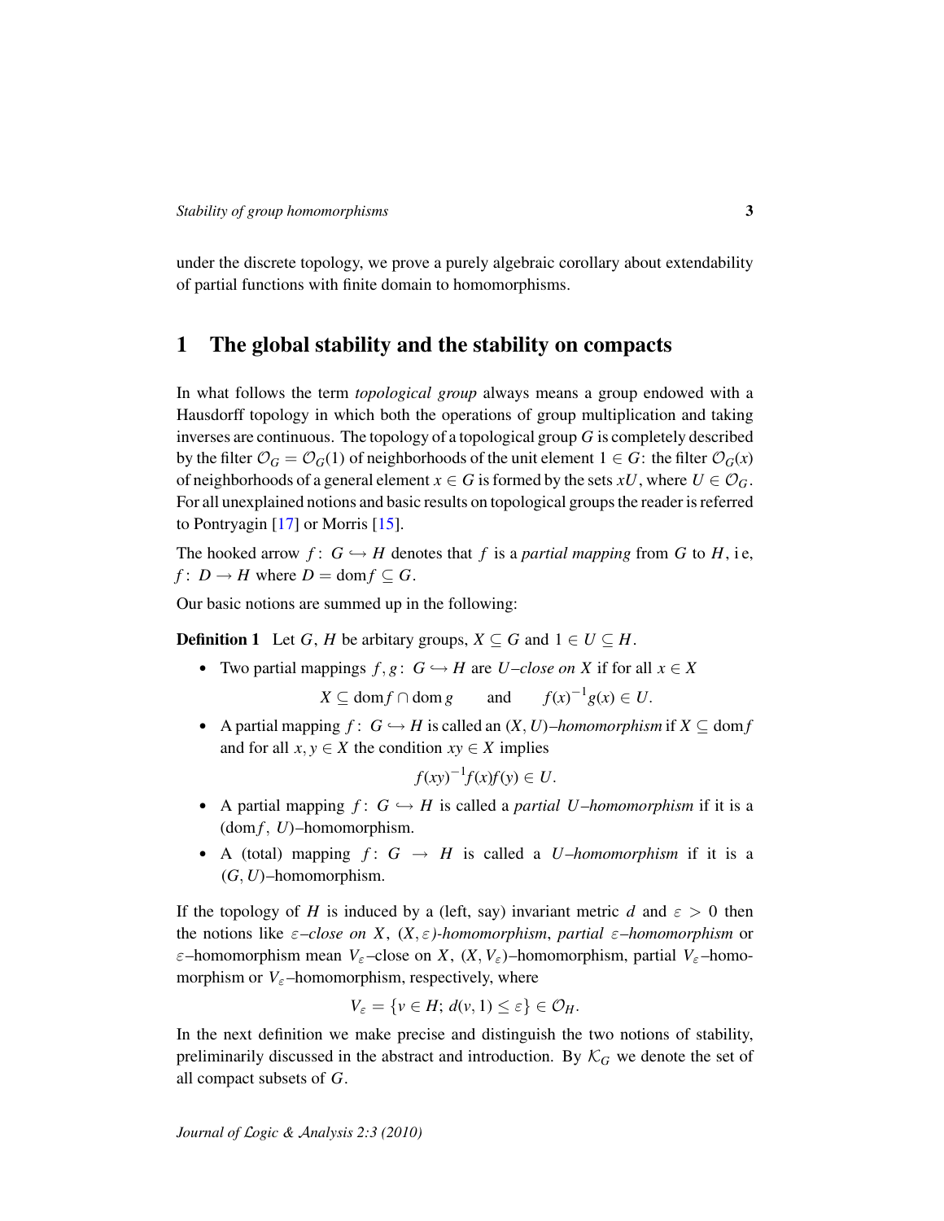under the discrete topology, we prove a purely algebraic corollary about extendability of partial functions with finite domain to homomorphisms.

# 1 The global stability and the stability on compacts

In what follows the term *topological group* always means a group endowed with a Hausdorff topology in which both the operations of group multiplication and taking inverses are continuous. The topology of a topological group $G$ is completely described by the filter $\mathcal{O}_G = \mathcal{O}_G(1)$ of neighborhoods of the unit element $1 \in G$: the filter $\mathcal{O}_G(x)$ of neighborhoods of a general element $x \in G$ is formed by the sets $xU$, where $U \in \mathcal{O}_G$. For all unexplained notions and basic results on topological groups the reader is referred to Pontryagin [17] or Morris [15].

The hooked arrow $f\colon G \hookrightarrow H$ denotes that $f$ is a *partial mapping* from $G$ to $H$, i e, $f\colon D \to H$ where $D = \operatorname{dom} f \subseteq G$.

Our basic notions are summed up in the following:

**Definition 1** Let $G$, $H$ be arbitary groups, $X \subseteq G$ and $1 \in U \subseteq H$.

- Two partial mappings $f, g\colon G \hookrightarrow H$ are *$U$–close on* $X$ if for all $x \in X$

$$X \subseteq \operatorname{dom} f \cap \operatorname{dom} g \qquad \text{and} \qquad f(x)^{-1} g(x) \in U.$$

- A partial mapping $f\colon G \hookrightarrow H$ is called an *$(X, U)$–homomorphism* if $X \subseteq \operatorname{dom} f$ and for all $x, y \in X$ the condition $xy \in X$ implies

$$f(xy)^{-1} f(x) f(y) \in U.$$

- A partial mapping $f\colon G \hookrightarrow H$ is called a *partial $U$–homomorphism* if it is a $(\operatorname{dom} f,\, U)$–homomorphism.
- A (total) mapping $f\colon G \to H$ is called a *$U$–homomorphism* if it is a $(G, U)$–homomorphism.

If the topology of $H$ is induced by a (left, say) invariant metric $d$ and $\varepsilon > 0$ then the notions like *$\varepsilon$–close on $X$*, *$(X, \varepsilon)$-homomorphism*, *partial $\varepsilon$–homomorphism* or $\varepsilon$–homomorphism mean $V_\varepsilon$–close on $X$, $(X, V_\varepsilon)$–homomorphism, partial $V_\varepsilon$–homomorphism or $V_\varepsilon$–homomorphism, respectively, where

$$V_\varepsilon = \{v \in H;\ d(v, 1) \le \varepsilon\} \in \mathcal{O}_H.$$

In the next definition we make precise and distinguish the two notions of stability, preliminarily discussed in the abstract and introduction. By $\mathcal{K}_G$ we denote the set of all compact subsets of $G$.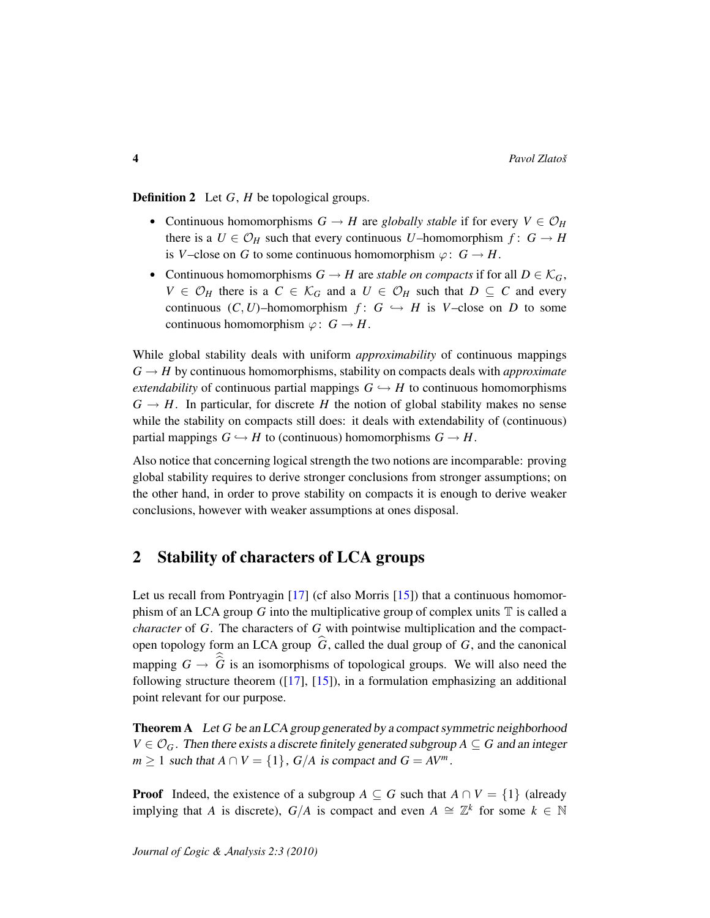**Definition 2** Let $G$, $H$ be topological groups.

- Continuous homomorphisms $G \to H$ are *globally stable* if for every $V \in \mathcal{O}_H$ there is a $U \in \mathcal{O}_H$ such that every continuous $U$–homomorphism $f\colon G \to H$ is $V$–close on $G$ to some continuous homomorphism $\varphi\colon G \to H$.
- Continuous homomorphisms $G \to H$ are *stable on compacts* if for all $D \in \mathcal{K}_G$, $V \in \mathcal{O}_H$ there is a $C \in \mathcal{K}_G$ and a $U \in \mathcal{O}_H$ such that $D \subseteq C$ and every continuous $(C, U)$–homomorphism $f\colon G \hookrightarrow H$ is $V$–close on $D$ to some continuous homomorphism $\varphi\colon G \to H$.

While global stability deals with uniform *approximability* of continuous mappings $G \to H$ by continuous homomorphisms, stability on compacts deals with *approximate extendability* of continuous partial mappings $G \hookrightarrow H$ to continuous homomorphisms $G \to H$. In particular, for discrete $H$ the notion of global stability makes no sense while the stability on compacts still does: it deals with extendability of (continuous) partial mappings $G \hookrightarrow H$ to (continuous) homomorphisms $G \to H$.

Also notice that concerning logical strength the two notions are incomparable: proving global stability requires to derive stronger conclusions from stronger assumptions; on the other hand, in order to prove stability on compacts it is enough to derive weaker conclusions, however with weaker assumptions at ones disposal.

## 2 Stability of characters of LCA groups

Let us recall from Pontryagin [17] (cf also Morris [15]) that a continuous homomorphism of an LCA group $G$ into the multiplicative group of complex units $\mathbb{T}$ is called a *character* of $G$. The characters of $G$ with pointwise multiplication and the compact-open topology form an LCA group $\widehat{G}$, called the dual group of $G$, and the canonical mapping $G \to \widehat{\widehat{G}}$ is an isomorphisms of topological groups. We will also need the following structure theorem ([17], [15]), in a formulation emphasizing an additional point relevant for our purpose.

**Theorem A** *Let $G$ be an LCA group generated by a compact symmetric neighborhood $V \in \mathcal{O}_G$. Then there exists a discrete finitely generated subgroup $A \subseteq G$ and an integer $m \geq 1$ such that $A \cap V = \{1\}$, $G/A$ is compact and $G = AV^m$.*

**Proof** Indeed, the existence of a subgroup $A \subseteq G$ such that $A \cap V = \{1\}$ (already implying that $A$ is discrete), $G/A$ is compact and even $A \cong \mathbb{Z}^k$ for some $k \in \mathbb{N}$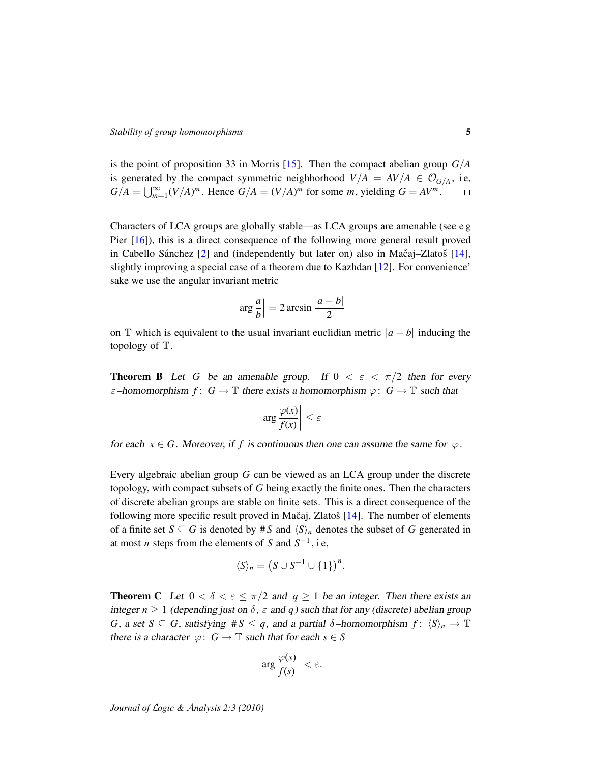is the point of proposition 33 in Morris [15]. Then the compact abelian group $G/A$ is generated by the compact symmetric neighborhood $V/A = AV/A \in \mathcal{O}_{G/A}$, i e, $G/A = \bigcup_{m=1}^{\infty} (V/A)^m$. Hence $G/A = (V/A)^m$ for some $m$, yielding $G = AV^m$. □

Characters of LCA groups are globally stable—as LCA groups are amenable (see e g Pier [16]), this is a direct consequence of the following more general result proved in Cabello Sánchez [2] and (independently but later on) also in Mačaj–Zlatoš [14], slightly improving a special case of a theorem due to Kazhdan [12]. For convenience' sake we use the angular invariant metric

$$\left|\arg \frac{a}{b}\right| = 2 \arcsin \frac{|a-b|}{2}$$

on $\mathbb{T}$ which is equivalent to the usual invariant euclidian metric $|a-b|$ inducing the topology of $\mathbb{T}$.

**Theorem B** *Let $G$ be an amenable group. If $0 < \varepsilon < \pi/2$ then for every $\varepsilon$–homomorphism $f\colon G \to \mathbb{T}$ there exists a homomorphism $\varphi\colon G \to \mathbb{T}$ such that*

$$\left|\arg \frac{\varphi(x)}{f(x)}\right| \le \varepsilon$$

*for each $x \in G$. Moreover, if $f$ is continuous then one can assume the same for $\varphi$.*

Every algebraic abelian group $G$ can be viewed as an LCA group under the discrete topology, with compact subsets of $G$ being exactly the finite ones. Then the characters of discrete abelian groups are stable on finite sets. This is a direct consequence of the following more specific result proved in Mačaj, Zlatoš [14]. The number of elements of a finite set $S \subseteq G$ is denoted by $\# S$ and $\langle S \rangle_n$ denotes the subset of $G$ generated in at most $n$ steps from the elements of $S$ and $S^{-1}$, i e,

$$\langle S \rangle_n = \left(S \cup S^{-1} \cup \{1\}\right)^n.$$

**Theorem C** *Let $0 < \delta < \varepsilon \le \pi/2$ and $q \ge 1$ be an integer. Then there exists an integer $n \ge 1$ (depending just on $\delta$, $\varepsilon$ and $q$) such that for any (discrete) abelian group $G$, a set $S \subseteq G$, satisfying $\# S \le q$, and a partial $\delta$–homomorphism $f\colon \langle S \rangle_n \to \mathbb{T}$ there is a character $\varphi\colon G \to \mathbb{T}$ such that for each $s \in S$*

$$\left|\arg \frac{\varphi(s)}{f(s)}\right| < \varepsilon.$$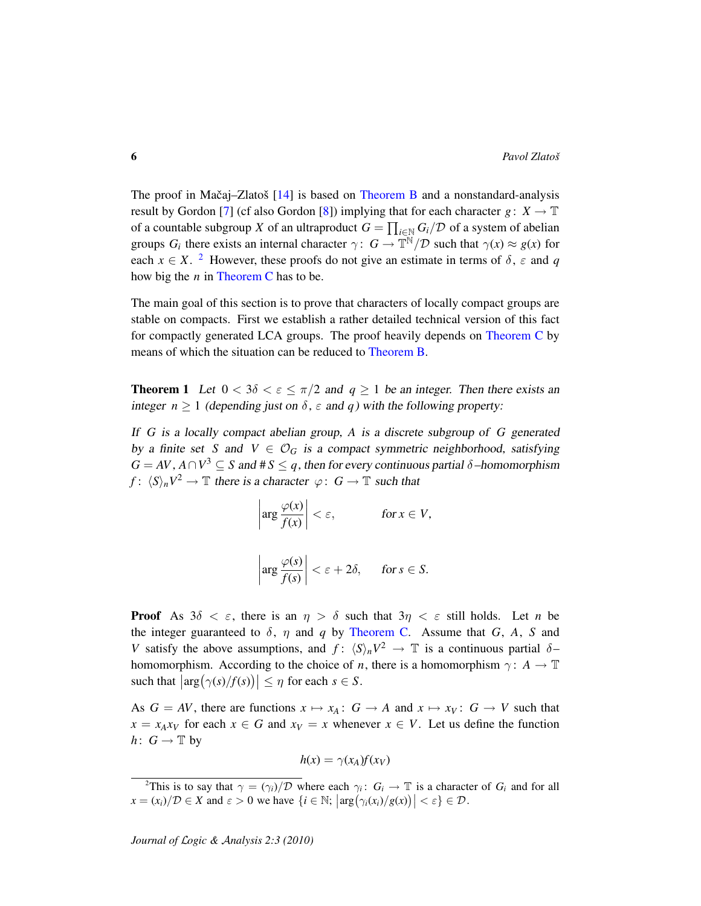The proof in Mačaj–Zlatoš [14] is based on Theorem B and a nonstandard-analysis result by Gordon [7] (cf also Gordon [8]) implying that for each character $g\colon X \to \mathbb{T}$ of a countable subgroup $X$ of an ultraproduct $G = \prod_{i\in\mathbb{N}} G_i/\mathcal{D}$ of a system of abelian groups $G_i$ there exists an internal character $\gamma\colon G \to \mathbb{T}^{\mathbb{N}}/\mathcal{D}$ such that $\gamma(x) \approx g(x)$ for each $x \in X$. [2] However, these proofs do not give an estimate in terms of $\delta$, $\varepsilon$ and $q$ how big the $n$ in Theorem C has to be.

The main goal of this section is to prove that characters of locally compact groups are stable on compacts. First we establish a rather detailed technical version of this fact for compactly generated LCA groups. The proof heavily depends on Theorem C by means of which the situation can be reduced to Theorem B.

**Theorem 1** *Let $0 < 3\delta < \varepsilon \le \pi/2$ and $q \ge 1$ be an integer. Then there exists an integer $n \ge 1$ (depending just on $\delta$, $\varepsilon$ and $q$) with the following property:*

*If $G$ is a locally compact abelian group, $A$ is a discrete subgroup of $G$ generated by a finite set $S$ and $V \in \mathcal{O}_G$ is a compact symmetric neighborhood, satisfying $G = AV$, $A \cap V^3 \subseteq S$ and $\# S \le q$, then for every continuous partial $\delta$–homomorphism $f\colon \langle S\rangle_n V^2 \to \mathbb{T}$ there is a character $\varphi\colon G \to \mathbb{T}$ such that*

$$\left|\arg\frac{\varphi(x)}{f(x)}\right| < \varepsilon, \qquad \text{for } x \in V,$$

$$\left|\arg\frac{\varphi(s)}{f(s)}\right| < \varepsilon + 2\delta, \qquad \text{for } s \in S.$$

**Proof** As $3\delta < \varepsilon$, there is an $\eta > \delta$ such that $3\eta < \varepsilon$ still holds. Let $n$ be the integer guaranteed to $\delta$, $\eta$ and $q$ by Theorem C. Assume that $G$, $A$, $S$ and $V$ satisfy the above assumptions, and $f\colon \langle S\rangle_n V^2 \to \mathbb{T}$ is a continuous partial $\delta$–homomorphism. According to the choice of $n$, there is a homomorphism $\gamma\colon A \to \mathbb{T}$ such that $\left|\arg\bigl(\gamma(s)/f(s)\bigr)\right| \le \eta$ for each $s \in S$.

As $G = AV$, there are functions $x \mapsto x_A\colon G \to A$ and $x \mapsto x_V\colon G \to V$ such that $x = x_A x_V$ for each $x \in G$ and $x_V = x$ whenever $x \in V$. Let us define the function $h\colon G \to \mathbb{T}$ by

$$h(x) = \gamma(x_A) f(x_V)$$

[2] This is to say that $\gamma = (\gamma_i)/\mathcal{D}$ where each $\gamma_i\colon G_i \to \mathbb{T}$ is a character of $G_i$ and for all $x = (x_i)/\mathcal{D} \in X$ and $\varepsilon > 0$ we have $\{i \in \mathbb{N};\ \left|\arg\bigl(\gamma_i(x_i)/g(x)\bigr)\right| < \varepsilon\} \in \mathcal{D}$.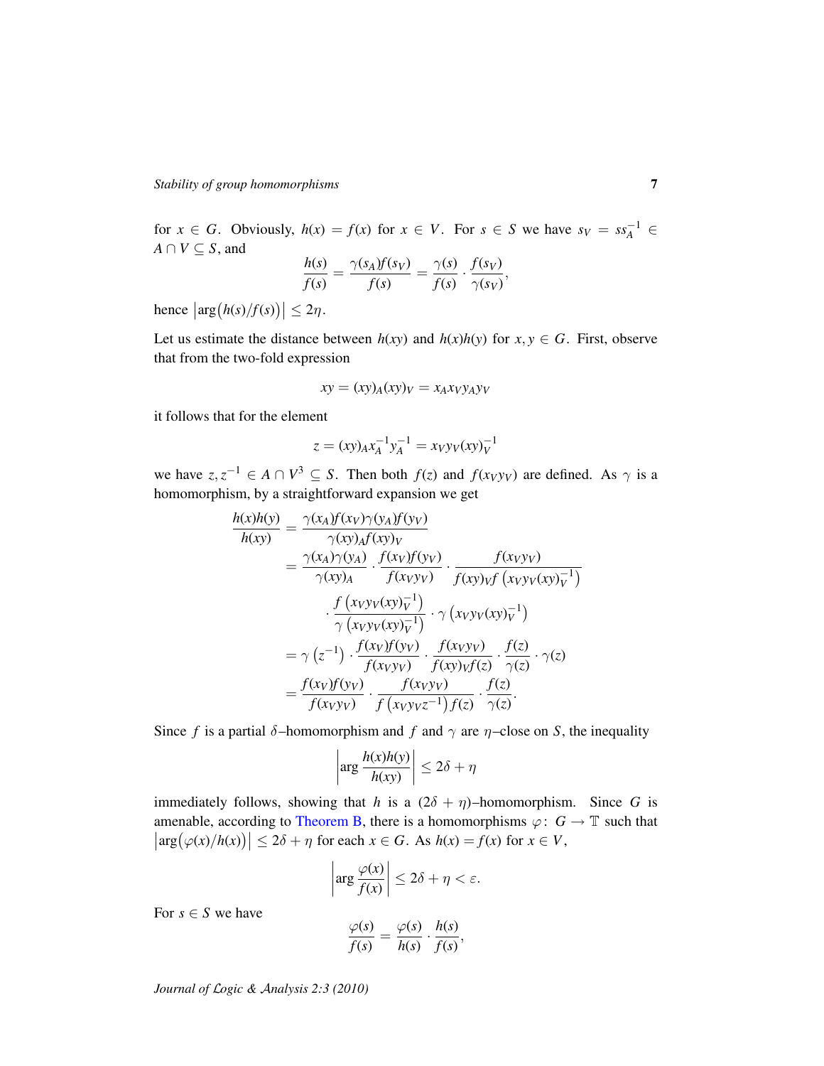for $x \in G$. Obviously, $h(x) = f(x)$ for $x \in V$. For $s \in S$ we have $s_V = s s_A^{-1} \in A \cap V \subseteq S$, and

$$\frac{h(s)}{f(s)} = \frac{\gamma(s_A) f(s_V)}{f(s)} = \frac{\gamma(s)}{f(s)} \cdot \frac{f(s_V)}{\gamma(s_V)},$$

hence $\left|\arg\big(h(s)/f(s)\big)\right| \leq 2\eta$.

Let us estimate the distance between $h(xy)$ and $h(x)h(y)$ for $x, y \in G$. First, observe that from the two-fold expression

$$xy = (xy)_A (xy)_V = x_A x_V y_A y_V$$

it follows that for the element

$$z = (xy)_A x_A^{-1} y_A^{-1} = x_V y_V (xy)_V^{-1}$$

we have $z, z^{-1} \in A \cap V^3 \subseteq S$. Then both $f(z)$ and $f(x_V y_V)$ are defined. As $\gamma$ is a homomorphism, by a straightforward expansion we get

$$\begin{aligned}
\frac{h(x)h(y)}{h(xy)} &= \frac{\gamma(x_A) f(x_V) \gamma(y_A) f(y_V)}{\gamma(xy)_A f(xy)_V} \\
&= \frac{\gamma(x_A)\gamma(y_A)}{\gamma(xy)_A} \cdot \frac{f(x_V) f(y_V)}{f(x_V y_V)} \cdot \frac{f(x_V y_V)}{f(xy)_V f\left(x_V y_V (xy)_V^{-1}\right)} \\
&\quad \cdot \frac{f\left(x_V y_V (xy)_V^{-1}\right)}{\gamma\left(x_V y_V (xy)_V^{-1}\right)} \cdot \gamma\left(x_V y_V (xy)_V^{-1}\right) \\
&= \gamma\left(z^{-1}\right) \cdot \frac{f(x_V) f(y_V)}{f(x_V y_V)} \cdot \frac{f(x_V y_V)}{f(xy)_V f(z)} \cdot \frac{f(z)}{\gamma(z)} \cdot \gamma(z) \\
&= \frac{f(x_V) f(y_V)}{f(x_V y_V)} \cdot \frac{f(x_V y_V)}{f\left(x_V y_V z^{-1}\right) f(z)} \cdot \frac{f(z)}{\gamma(z)}.
\end{aligned}$$

Since $f$ is a partial $\delta$–homomorphism and $f$ and $\gamma$ are $\eta$–close on $S$, the inequality

$$\left|\arg \frac{h(x)h(y)}{h(xy)}\right| \leq 2\delta + \eta$$

immediately follows, showing that $h$ is a $(2\delta + \eta)$–homomorphism. Since $G$ is amenable, according to Theorem B, there is a homomorphisms $\varphi \colon G \to \mathbb{T}$ such that $\left|\arg\big(\varphi(x)/h(x)\big)\right| \leq 2\delta + \eta$ for each $x \in G$. As $h(x) = f(x)$ for $x \in V$,

$$\left|\arg \frac{\varphi(x)}{f(x)}\right| \leq 2\delta + \eta < \varepsilon.$$

For $s \in S$ we have

$$\frac{\varphi(s)}{f(s)} = \frac{\varphi(s)}{h(s)} \cdot \frac{h(s)}{f(s)},$$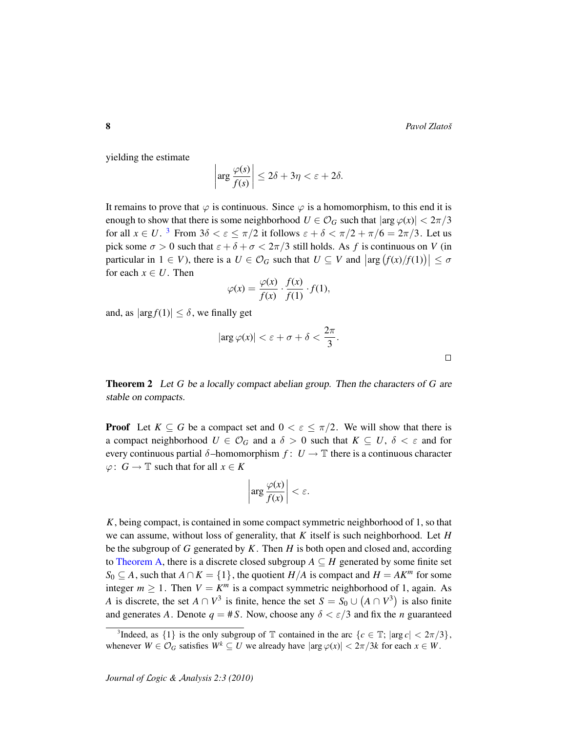yielding the estimate

$$\left|\arg\frac{\varphi(s)}{f(s)}\right| \le 2\delta + 3\eta < \varepsilon + 2\delta.$$

It remains to prove that $\varphi$ is continuous. Since $\varphi$ is a homomorphism, to this end it is enough to show that there is some neighborhood $U \in \mathcal{O}_G$ such that $|\arg\varphi(x)| < 2\pi/3$ for all $x \in U$. [3] From $3\delta < \varepsilon \le \pi/2$ it follows $\varepsilon + \delta < \pi/2 + \pi/6 = 2\pi/3$. Let us pick some $\sigma > 0$ such that $\varepsilon + \delta + \sigma < 2\pi/3$ still holds. As $f$ is continuous on $V$ (in particular in $1 \in V$), there is a $U \in \mathcal{O}_G$ such that $U \subseteq V$ and $\left|\arg\big(f(x)/f(1)\big)\right| \le \sigma$ for each $x \in U$. Then

$$\varphi(x) = \frac{\varphi(x)}{f(x)} \cdot \frac{f(x)}{f(1)} \cdot f(1),$$

and, as $|\arg f(1)| \le \delta$, we finally get

$$|\arg\varphi(x)| < \varepsilon + \sigma + \delta < \frac{2\pi}{3}.$$

□

**Theorem 2** *Let $G$ be a locally compact abelian group. Then the characters of $G$ are stable on compacts.*

**Proof** Let $K \subseteq G$ be a compact set and $0 < \varepsilon \le \pi/2$. We will show that there is a compact neighborhood $U \in \mathcal{O}_G$ and a $\delta > 0$ such that $K \subseteq U$, $\delta < \varepsilon$ and for every continuous partial $\delta$–homomorphism $f\colon U \to \mathbb{T}$ there is a continuous character $\varphi\colon G \to \mathbb{T}$ such that for all $x \in K$

$$\left|\arg\frac{\varphi(x)}{f(x)}\right| < \varepsilon.$$

$K$, being compact, is contained in some compact symmetric neighborhood of 1, so that we can assume, without loss of generality, that $K$ itself is such neighborhood. Let $H$ be the subgroup of $G$ generated by $K$. Then $H$ is both open and closed and, according to Theorem A, there is a discrete closed subgroup $A \subseteq H$ generated by some finite set $S_0 \subseteq A$, such that $A \cap K = \{1\}$, the quotient $H/A$ is compact and $H = AK^m$ for some integer $m \ge 1$. Then $V = K^m$ is a compact symmetric neighborhood of 1, again. As $A$ is discrete, the set $A \cap V^3$ is finite, hence the set $S = S_0 \cup \big(A \cap V^3\big)$ is also finite and generates $A$. Denote $q = \# S$. Now, choose any $\delta < \varepsilon/3$ and fix the $n$ guaranteed

[3] Indeed, as $\{1\}$ is the only subgroup of $\mathbb{T}$ contained in the arc $\{c \in \mathbb{T};\ |\arg c| < 2\pi/3\}$, whenever $W \in \mathcal{O}_G$ satisfies $W^k \subseteq U$ we already have $|\arg\varphi(x)| < 2\pi/3k$ for each $x \in W$.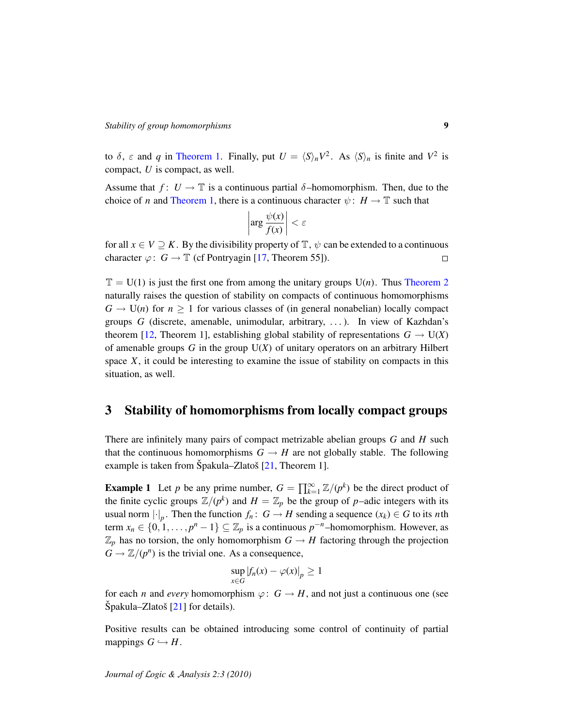to $\delta$, $\varepsilon$ and $q$ in Theorem 1. Finally, put $U = \langle S\rangle_n V^2$. As $\langle S\rangle_n$ is finite and $V^2$ is compact, $U$ is compact, as well.

Assume that $f\colon U \to \mathbb{T}$ is a continuous partial $\delta$–homomorphism. Then, due to the choice of $n$ and Theorem 1, there is a continuous character $\psi\colon H \to \mathbb{T}$ such that

$$\left|\arg \frac{\psi(x)}{f(x)}\right| < \varepsilon$$

for all $x \in V \supseteq K$. By the divisibility property of $\mathbb{T}$, $\psi$ can be extended to a continuous character $\varphi\colon G \to \mathbb{T}$ (cf Pontryagin [17, Theorem 55]). □

$\mathbb{T} = \mathrm{U}(1)$ is just the first one from among the unitary groups $\mathrm{U}(n)$. Thus Theorem 2 naturally raises the question of stability on compacts of continuous homomorphisms $G \to \mathrm{U}(n)$ for $n \geq 1$ for various classes of (in general nonabelian) locally compact groups $G$ (discrete, amenable, unimodular, arbitrary, ...). In view of Kazhdan's theorem [12, Theorem 1], establishing global stability of representations $G \to \mathrm{U}(X)$ of amenable groups $G$ in the group $\mathrm{U}(X)$ of unitary operators on an arbitrary Hilbert space $X$, it could be interesting to examine the issue of stability on compacts in this situation, as well.

## 3 Stability of homomorphisms from locally compact groups

There are infinitely many pairs of compact metrizable abelian groups $G$ and $H$ such that the continuous homomorphisms $G \to H$ are not globally stable. The following example is taken from Špakula–Zlatoš [21, Theorem 1].

**Example 1** Let $p$ be any prime number, $G = \prod_{k=1}^{\infty} \mathbb{Z}/(p^k)$ be the direct product of the finite cyclic groups $\mathbb{Z}/(p^k)$ and $H = \mathbb{Z}_p$ be the group of $p$–adic integers with its usual norm $|\cdot|_p$. Then the function $f_n\colon G \to H$ sending a sequence $(x_k) \in G$ to its $n$th term $x_n \in \{0, 1, \ldots, p^n - 1\} \subseteq \mathbb{Z}_p$ is a continuous $p^{-n}$–homomorphism. However, as $\mathbb{Z}_p$ has no torsion, the only homomorphism $G \to H$ factoring through the projection $G \to \mathbb{Z}/(p^n)$ is the trivial one. As a consequence,

$$\sup_{x \in G} |f_n(x) - \varphi(x)|_p \geq 1$$

for each $n$ and *every* homomorphism $\varphi\colon G \to H$, and not just a continuous one (see Špakula–Zlatoš [21] for details).

Positive results can be obtained introducing some control of continuity of partial mappings $G \hookrightarrow H$.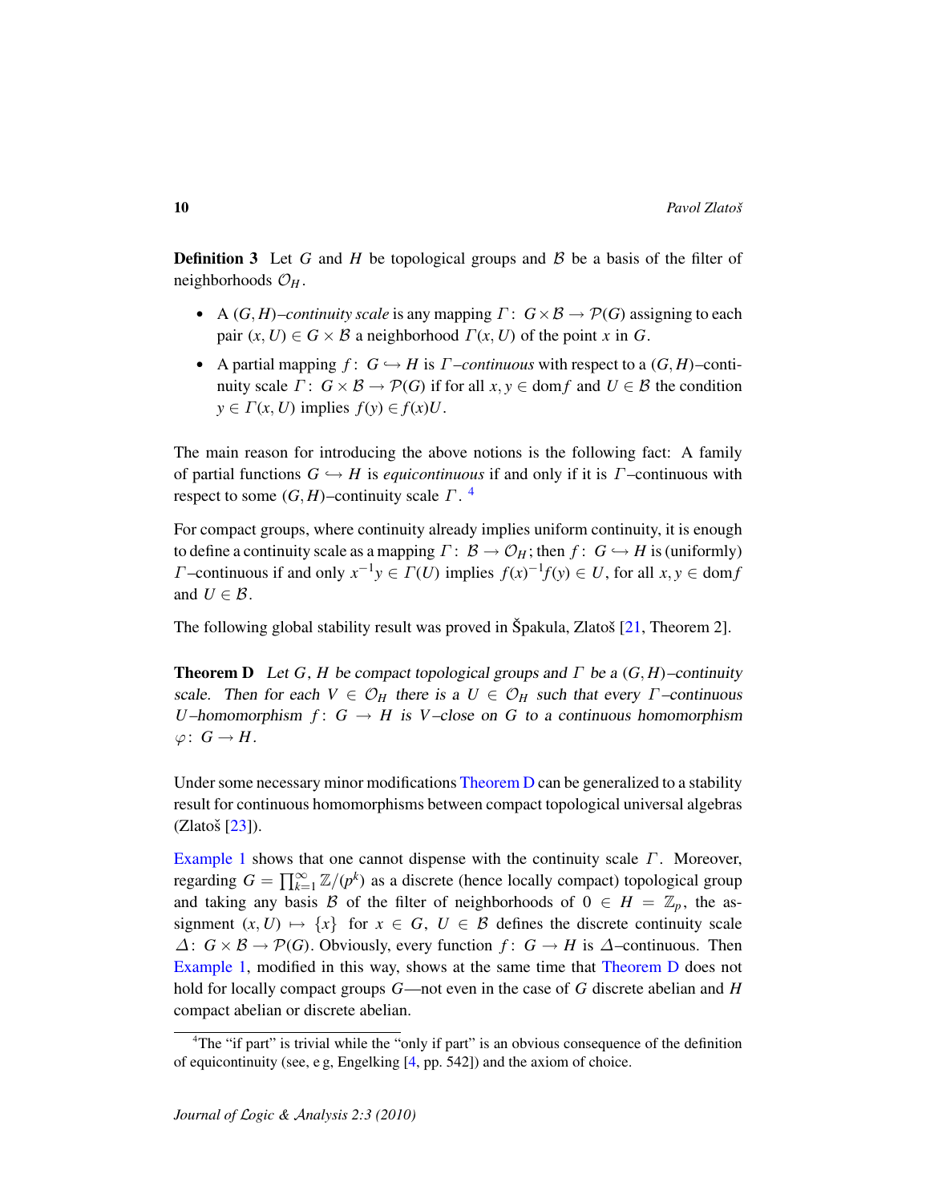**Definition 3** Let $G$ and $H$ be topological groups and $\mathcal{B}$ be a basis of the filter of neighborhoods $\mathcal{O}_H$.

- A $(G,H)$*–continuity scale* is any mapping $\Gamma\colon G\times\mathcal{B}\to\mathcal{P}(G)$ assigning to each pair $(x,U)\in G\times\mathcal{B}$ a neighborhood $\Gamma(x,U)$ of the point $x$ in $G$.
- A partial mapping $f\colon G\hookrightarrow H$ is $\Gamma$*–continuous* with respect to a $(G,H)$–continuity scale $\Gamma\colon G\times\mathcal{B}\to\mathcal{P}(G)$ if for all $x,y\in\operatorname{dom}f$ and $U\in\mathcal{B}$ the condition $y\in\Gamma(x,U)$ implies $f(y)\in f(x)U$.

The main reason for introducing the above notions is the following fact: A family of partial functions $G\hookrightarrow H$ is *equicontinuous* if and only if it is $\Gamma$–continuous with respect to some $(G,H)$–continuity scale $\Gamma$. [4]

For compact groups, where continuity already implies uniform continuity, it is enough to define a continuity scale as a mapping $\Gamma\colon\mathcal{B}\to\mathcal{O}_H$; then $f\colon G\hookrightarrow H$ is (uniformly) $\Gamma$–continuous if and only $x^{-1}y\in\Gamma(U)$ implies $f(x)^{-1}f(y)\in U$, for all $x,y\in\operatorname{dom}f$ and $U\in\mathcal{B}$.

The following global stability result was proved in Špakula, Zlatoš [21, Theorem 2].

**Theorem D** *Let $G$, $H$ be compact topological groups and $\Gamma$ be a $(G,H)$–continuity scale. Then for each $V\in\mathcal{O}_H$ there is a $U\in\mathcal{O}_H$ such that every $\Gamma$–continuous $U$–homomorphism $f\colon G\to H$ is $V$–close on $G$ to a continuous homomorphism $\varphi\colon G\to H$.*

Under some necessary minor modifications Theorem D can be generalized to a stability result for continuous homomorphisms between compact topological universal algebras (Zlatoš [23]).

Example 1 shows that one cannot dispense with the continuity scale $\Gamma$. Moreover, regarding $G=\prod_{k=1}^{\infty}\mathbb{Z}/(p^k)$ as a discrete (hence locally compact) topological group and taking any basis $\mathcal{B}$ of the filter of neighborhoods of $0\in H=\mathbb{Z}_p$, the assignment $(x,U)\mapsto\{x\}$ for $x\in G$, $U\in\mathcal{B}$ defines the discrete continuity scale $\Delta\colon G\times\mathcal{B}\to\mathcal{P}(G)$. Obviously, every function $f\colon G\to H$ is $\Delta$–continuous. Then Example 1, modified in this way, shows at the same time that Theorem D does not hold for locally compact groups $G$—not even in the case of $G$ discrete abelian and $H$ compact abelian or discrete abelian.

---

[4] The "if part" is trivial while the "only if part" is an obvious consequence of the definition of equicontinuity (see, e g, Engelking [4, pp. 542]) and the axiom of choice.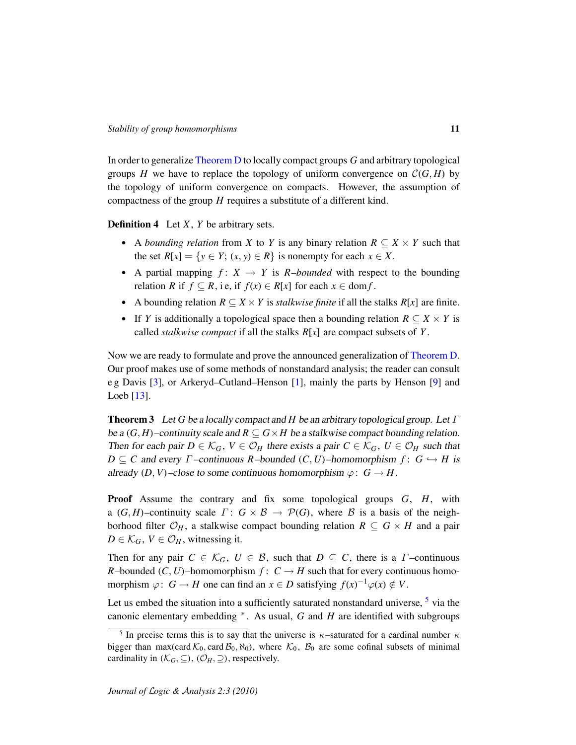In order to generalize Theorem D to locally compact groups $G$ and arbitrary topological groups $H$ we have to replace the topology of uniform convergence on $\mathcal{C}(G,H)$ by the topology of uniform convergence on compacts. However, the assumption of compactness of the group $H$ requires a substitute of a different kind.

**Definition 4** Let $X$, $Y$ be arbitrary sets.

- A *bounding relation* from $X$ to $Y$ is any binary relation $R \subseteq X \times Y$ such that the set $R[x] = \{y \in Y;\, (x,y) \in R\}$ is nonempty for each $x \in X$.
- A partial mapping $f\colon X \to Y$ is *$R$–bounded* with respect to the bounding relation $R$ if $f \subseteq R$, i e, if $f(x) \in R[x]$ for each $x \in \operatorname{dom} f$.
- A bounding relation $R \subseteq X \times Y$ is *stalkwise finite* if all the stalks $R[x]$ are finite.
- If $Y$ is additionally a topological space then a bounding relation $R \subseteq X \times Y$ is called *stalkwise compact* if all the stalks $R[x]$ are compact subsets of $Y$.

Now we are ready to formulate and prove the announced generalization of Theorem D. Our proof makes use of some methods of nonstandard analysis; the reader can consult e g Davis [3], or Arkeryd–Cutland–Henson [1], mainly the parts by Henson [9] and Loeb [13].

**Theorem 3** *Let $G$ be a locally compact and $H$ be an arbitrary topological group. Let $\Gamma$ be a $(G,H)$–continuity scale and $R \subseteq G \times H$ be a stalkwise compact bounding relation. Then for each pair $D \in \mathcal{K}_G$, $V \in \mathcal{O}_H$ there exists a pair $C \in \mathcal{K}_G$, $U \in \mathcal{O}_H$ such that $D \subseteq C$ and every $\Gamma$–continuous $R$–bounded $(C,U)$–homomorphism $f\colon G \hookrightarrow H$ is already $(D,V)$–close to some continuous homomorphism $\varphi\colon G \to H$.*

**Proof** Assume the contrary and fix some topological groups $G$, $H$, with a $(G,H)$–continuity scale $\Gamma\colon G \times \mathcal{B} \to \mathcal{P}(G)$, where $\mathcal{B}$ is a basis of the neighborhood filter $\mathcal{O}_H$, a stalkwise compact bounding relation $R \subseteq G \times H$ and a pair $D \in \mathcal{K}_G$, $V \in \mathcal{O}_H$, witnessing it.

Then for any pair $C \in \mathcal{K}_G$, $U \in \mathcal{B}$, such that $D \subseteq C$, there is a $\Gamma$–continuous $R$–bounded $(C,U)$–homomorphism $f\colon C \to H$ such that for every continuous homomorphism $\varphi\colon G \to H$ one can find an $x \in D$ satisfying $f(x)^{-1}\varphi(x) \notin V$.

Let us embed the situation into a sufficiently saturated nonstandard universe, [5] via the canonic elementary embedding $^*$. As usual, $G$ and $H$ are identified with subgroups

[5] In precise terms this is to say that the universe is $\kappa$–saturated for a cardinal number $\kappa$ bigger than $\max(\operatorname{card}\mathcal{K}_0, \operatorname{card}\mathcal{B}_0, \aleph_0)$, where $\mathcal{K}_0$, $\mathcal{B}_0$ are some cofinal subsets of minimal cardinality in $(\mathcal{K}_G, \subseteq)$, $(\mathcal{O}_H, \supseteq)$, respectively.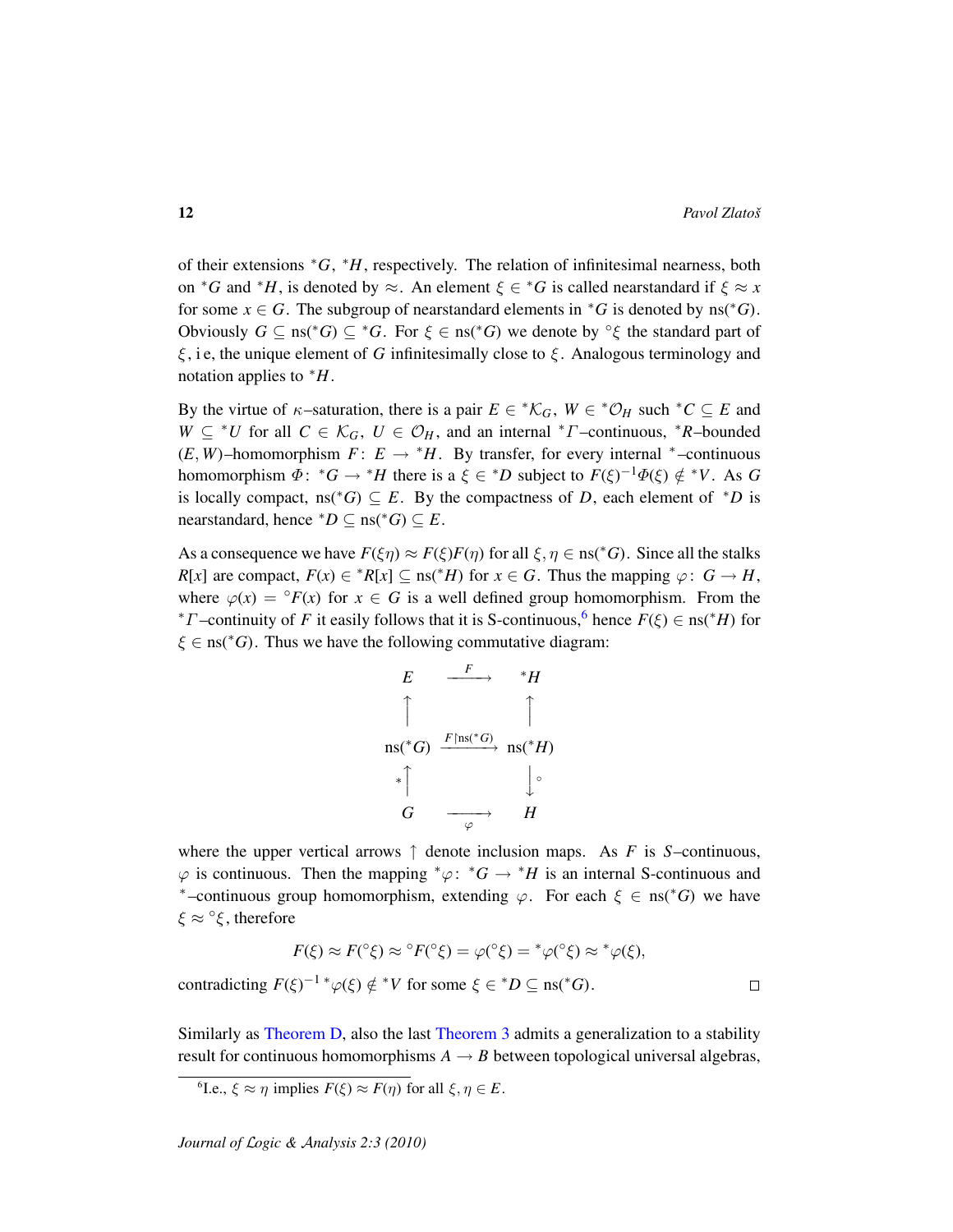of their extensions ${}^*G$, ${}^*H$, respectively. The relation of infinitesimal nearness, both on ${}^*G$ and ${}^*H$, is denoted by $\approx$. An element $\xi \in {}^*G$ is called nearstandard if $\xi \approx x$ for some $x \in G$. The subgroup of nearstandard elements in ${}^*G$ is denoted by $\mathrm{ns}({}^*G)$. Obviously $G \subseteq \mathrm{ns}({}^*G) \subseteq {}^*G$. For $\xi \in \mathrm{ns}({}^*G)$ we denote by ${}^\circ\xi$ the standard part of $\xi$, i e, the unique element of $G$ infinitesimally close to $\xi$. Analogous terminology and notation applies to ${}^*H$.

By the virtue of $\kappa$–saturation, there is a pair $E \in {}^*\mathcal{K}_G$, $W \in {}^*\mathcal{O}_H$ such ${}^*C \subseteq E$ and $W \subseteq {}^*U$ for all $C \in \mathcal{K}_G$, $U \in \mathcal{O}_H$, and an internal ${}^*\Gamma$–continuous, ${}^*R$–bounded $(E, W)$–homomorphism $F\colon E \to {}^*H$. By transfer, for every internal ${}^*$–continuous homomorphism $\Phi\colon {}^*G \to {}^*H$ there is a $\xi \in {}^*D$ subject to $F(\xi)^{-1}\Phi(\xi) \notin {}^*V$. As $G$ is locally compact, $\mathrm{ns}({}^*G) \subseteq E$. By the compactness of $D$, each element of ${}^*D$ is nearstandard, hence ${}^*D \subseteq \mathrm{ns}({}^*G) \subseteq E$.

As a consequence we have $F(\xi\eta) \approx F(\xi)F(\eta)$ for all $\xi, \eta \in \mathrm{ns}({}^*G)$. Since all the stalks $R[x]$ are compact, $F(x) \in {}^*R[x] \subseteq \mathrm{ns}({}^*H)$ for $x \in G$. Thus the mapping $\varphi\colon G \to H$, where $\varphi(x) = {}^\circ F(x)$ for $x \in G$ is a well defined group homomorphism. From the ${}^*\Gamma$–continuity of $F$ it easily follows that it is S-continuous,[6] hence $F(\xi) \in \mathrm{ns}({}^*H)$ for $\xi \in \mathrm{ns}({}^*G)$. Thus we have the following commutative diagram:

$$
\begin{array}{ccc}
E & \xrightarrow{\;F\;} & {}^*H \\
\uparrow & & \uparrow \\
\mathrm{ns}({}^*G) & \xrightarrow{\;F\restriction \mathrm{ns}({}^*G)\;} & \mathrm{ns}({}^*H) \\
{\scriptstyle *}\uparrow & & \downarrow{\scriptstyle \circ} \\
G & \xrightarrow[\;\varphi\;]{} & H
\end{array}
$$

where the upper vertical arrows $\uparrow$ denote inclusion maps. As $F$ is $S$–continuous, $\varphi$ is continuous. Then the mapping ${}^*\varphi\colon {}^*G \to {}^*H$ is an internal S-continuous and ${}^*$–continuous group homomorphism, extending $\varphi$. For each $\xi \in \mathrm{ns}({}^*G)$ we have $\xi \approx {}^\circ\xi$, therefore

$$F(\xi) \approx F({}^\circ\xi) \approx {}^\circ F({}^\circ\xi) = \varphi({}^\circ\xi) = {}^*\varphi({}^\circ\xi) \approx {}^*\varphi(\xi),$$

contradicting $F(\xi)^{-1}\,{}^*\varphi(\xi) \notin {}^*V$ for some $\xi \in {}^*D \subseteq \mathrm{ns}({}^*G)$. □

Similarly as Theorem D, also the last Theorem 3 admits a generalization to a stability result for continuous homomorphisms $A \to B$ between topological universal algebras,

[6] I.e., $\xi \approx \eta$ implies $F(\xi) \approx F(\eta)$ for all $\xi, \eta \in E$.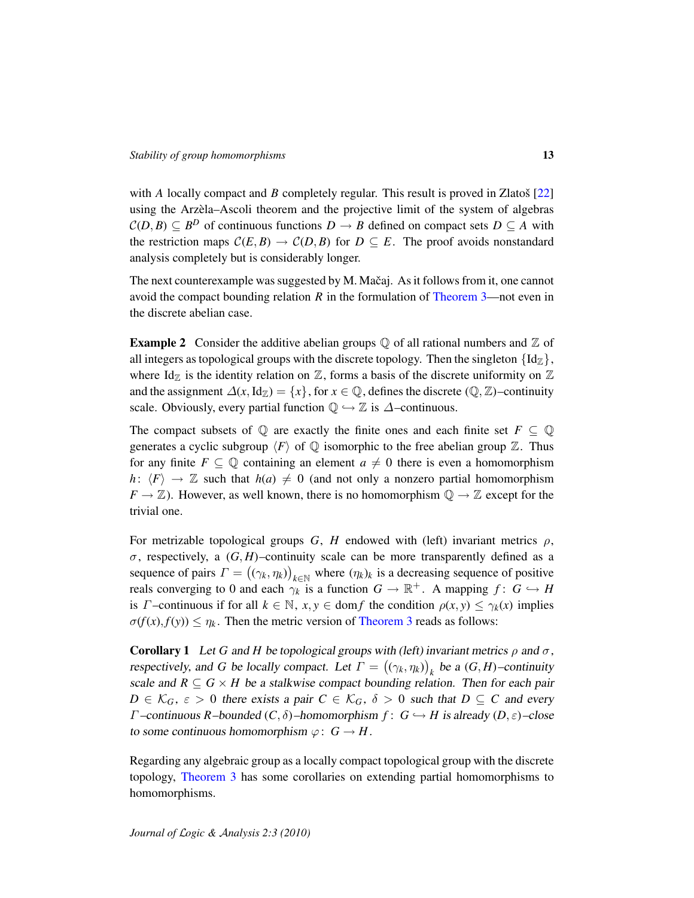with $A$ locally compact and $B$ completely regular. This result is proved in Zlatoš [22] using the Arzèla–Ascoli theorem and the projective limit of the system of algebras $\mathcal{C}(D,B) \subseteq B^D$ of continuous functions $D \to B$ defined on compact sets $D \subseteq A$ with the restriction maps $\mathcal{C}(E,B) \to \mathcal{C}(D,B)$ for $D \subseteq E$. The proof avoids nonstandard analysis completely but is considerably longer.

The next counterexample was suggested by M. Mačaj. As it follows from it, one cannot avoid the compact bounding relation $R$ in the formulation of Theorem 3—not even in the discrete abelian case.

**Example 2** Consider the additive abelian groups $\mathbb{Q}$ of all rational numbers and $\mathbb{Z}$ of all integers as topological groups with the discrete topology. Then the singleton $\{\mathrm{Id}_{\mathbb{Z}}\}$, where $\mathrm{Id}_{\mathbb{Z}}$ is the identity relation on $\mathbb{Z}$, forms a basis of the discrete uniformity on $\mathbb{Z}$ and the assignment $\Delta(x, \mathrm{Id}_{\mathbb{Z}}) = \{x\}$, for $x \in \mathbb{Q}$, defines the discrete $(\mathbb{Q},\mathbb{Z})$–continuity scale. Obviously, every partial function $\mathbb{Q} \hookrightarrow \mathbb{Z}$ is $\Delta$–continuous.

The compact subsets of $\mathbb{Q}$ are exactly the finite ones and each finite set $F \subseteq \mathbb{Q}$ generates a cyclic subgroup $\langle F \rangle$ of $\mathbb{Q}$ isomorphic to the free abelian group $\mathbb{Z}$. Thus for any finite $F \subseteq \mathbb{Q}$ containing an element $a \neq 0$ there is even a homomorphism $h\colon \langle F \rangle \to \mathbb{Z}$ such that $h(a) \neq 0$ (and not only a nonzero partial homomorphism $F \to \mathbb{Z}$). However, as well known, there is no homomorphism $\mathbb{Q} \to \mathbb{Z}$ except for the trivial one.

For metrizable topological groups $G$, $H$ endowed with (left) invariant metrics $\rho$, $\sigma$, respectively, a $(G,H)$–continuity scale can be more transparently defined as a sequence of pairs $\Gamma = \big((\gamma_k,\eta_k)\big)_{k\in\mathbb{N}}$ where $(\eta_k)_k$ is a decreasing sequence of positive reals converging to 0 and each $\gamma_k$ is a function $G \to \mathbb{R}^+$. A mapping $f\colon G \hookrightarrow H$ is $\Gamma$–continuous if for all $k \in \mathbb{N}$, $x, y \in \operatorname{dom} f$ the condition $\rho(x,y) \leq \gamma_k(x)$ implies $\sigma(f(x), f(y)) \leq \eta_k$. Then the metric version of Theorem 3 reads as follows:

**Corollary 1** *Let $G$ and $H$ be topological groups with (left) invariant metrics $\rho$ and $\sigma$, respectively, and $G$ be locally compact. Let $\Gamma = \big((\gamma_k,\eta_k)\big)_k$ be a $(G,H)$–continuity scale and $R \subseteq G \times H$ be a stalkwise compact bounding relation. Then for each pair $D \in \mathcal{K}_G$, $\varepsilon > 0$ there exists a pair $C \in \mathcal{K}_G$, $\delta > 0$ such that $D \subseteq C$ and every $\Gamma$–continuous $R$–bounded $(C,\delta)$–homomorphism $f\colon G \hookrightarrow H$ is already $(D,\varepsilon)$–close to some continuous homomorphism $\varphi\colon G \to H$.*

Regarding any algebraic group as a locally compact topological group with the discrete topology, Theorem 3 has some corollaries on extending partial homomorphisms to homomorphisms.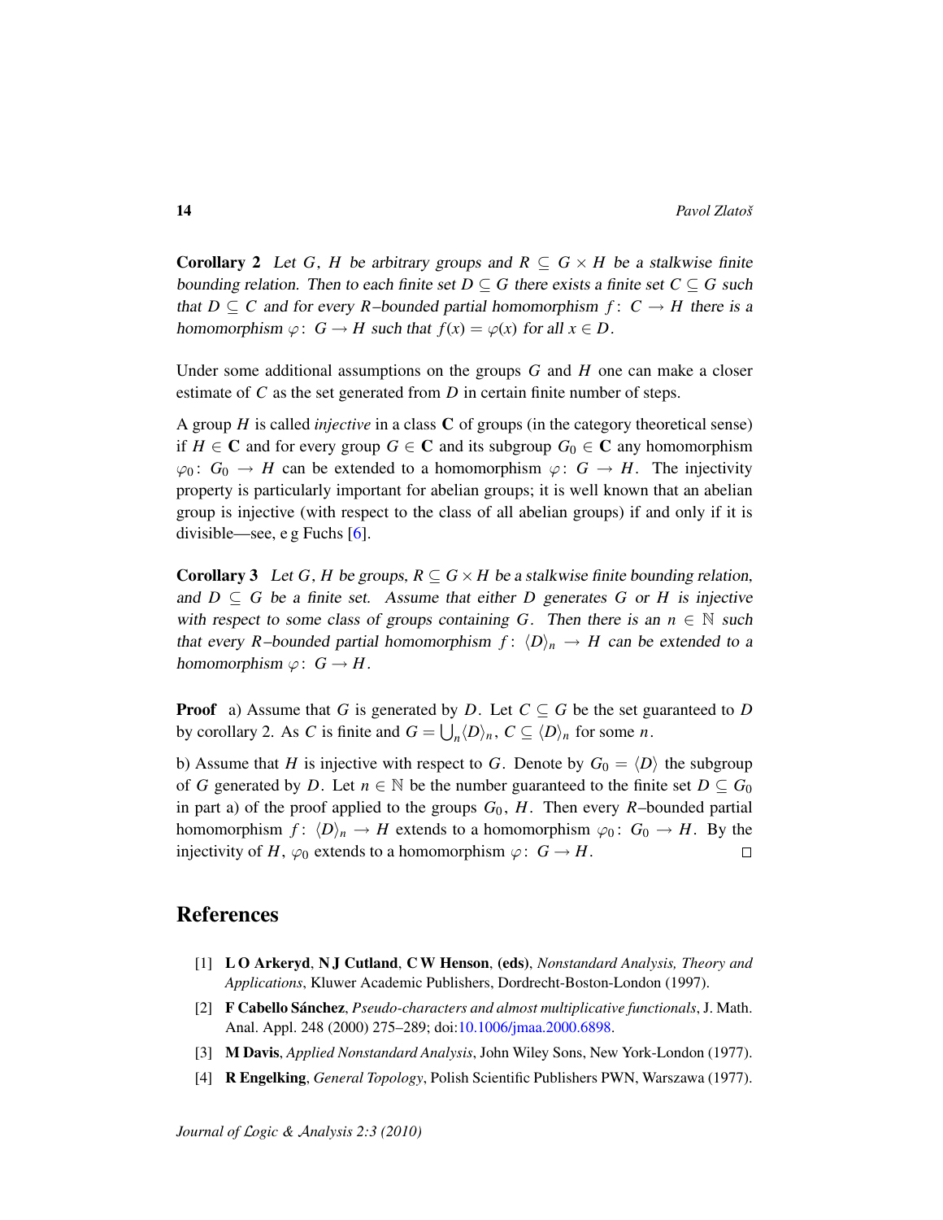**Corollary 2** *Let $G$, $H$ be arbitrary groups and $R \subseteq G \times H$ be a stalkwise finite bounding relation. Then to each finite set $D \subseteq G$ there exists a finite set $C \subseteq G$ such that $D \subseteq C$ and for every $R$–bounded partial homomorphism $f\colon C \to H$ there is a homomorphism $\varphi\colon G \to H$ such that $f(x) = \varphi(x)$ for all $x \in D$.*

Under some additional assumptions on the groups $G$ and $H$ one can make a closer estimate of $C$ as the set generated from $D$ in certain finite number of steps.

A group $H$ is called *injective* in a class $\mathbf{C}$ of groups (in the category theoretical sense) if $H \in \mathbf{C}$ and for every group $G \in \mathbf{C}$ and its subgroup $G_0 \in \mathbf{C}$ any homomorphism $\varphi_0\colon G_0 \to H$ can be extended to a homomorphism $\varphi\colon G \to H$. The injectivity property is particularly important for abelian groups; it is well known that an abelian group is injective (with respect to the class of all abelian groups) if and only if it is divisible—see, e g Fuchs [6].

**Corollary 3** *Let $G$, $H$ be groups, $R \subseteq G \times H$ be a stalkwise finite bounding relation, and $D \subseteq G$ be a finite set. Assume that either $D$ generates $G$ or $H$ is injective with respect to some class of groups containing $G$. Then there is an $n \in \mathbb{N}$ such that every $R$–bounded partial homomorphism $f\colon \langle D\rangle_n \to H$ can be extended to a homomorphism $\varphi\colon G \to H$.*

**Proof** a) Assume that $G$ is generated by $D$. Let $C \subseteq G$ be the set guaranteed to $D$ by corollary 2. As $C$ is finite and $G = \bigcup_n \langle D\rangle_n$, $C \subseteq \langle D\rangle_n$ for some $n$.

b) Assume that $H$ is injective with respect to $G$. Denote by $G_0 = \langle D\rangle$ the subgroup of $G$ generated by $D$. Let $n \in \mathbb{N}$ be the number guaranteed to the finite set $D \subseteq G_0$ in part a) of the proof applied to the groups $G_0$, $H$. Then every $R$–bounded partial homomorphism $f\colon \langle D\rangle_n \to H$ extends to a homomorphism $\varphi_0\colon G_0 \to H$. By the injectivity of $H$, $\varphi_0$ extends to a homomorphism $\varphi\colon G \to H$. □

# References

[1] **L O Arkeryd**, **N J Cutland**, **C W Henson**, **(eds)**, *Nonstandard Analysis, Theory and Applications*, Kluwer Academic Publishers, Dordrecht-Boston-London (1997).

[2] **F Cabello Sánchez**, *Pseudo-characters and almost multiplicative functionals*, J. Math. Anal. Appl. 248 (2000) 275–289; doi:10.1006/jmaa.2000.6898.

[3] **M Davis**, *Applied Nonstandard Analysis*, John Wiley Sons, New York-London (1977).

[4] **R Engelking**, *General Topology*, Polish Scientific Publishers PWN, Warszawa (1977).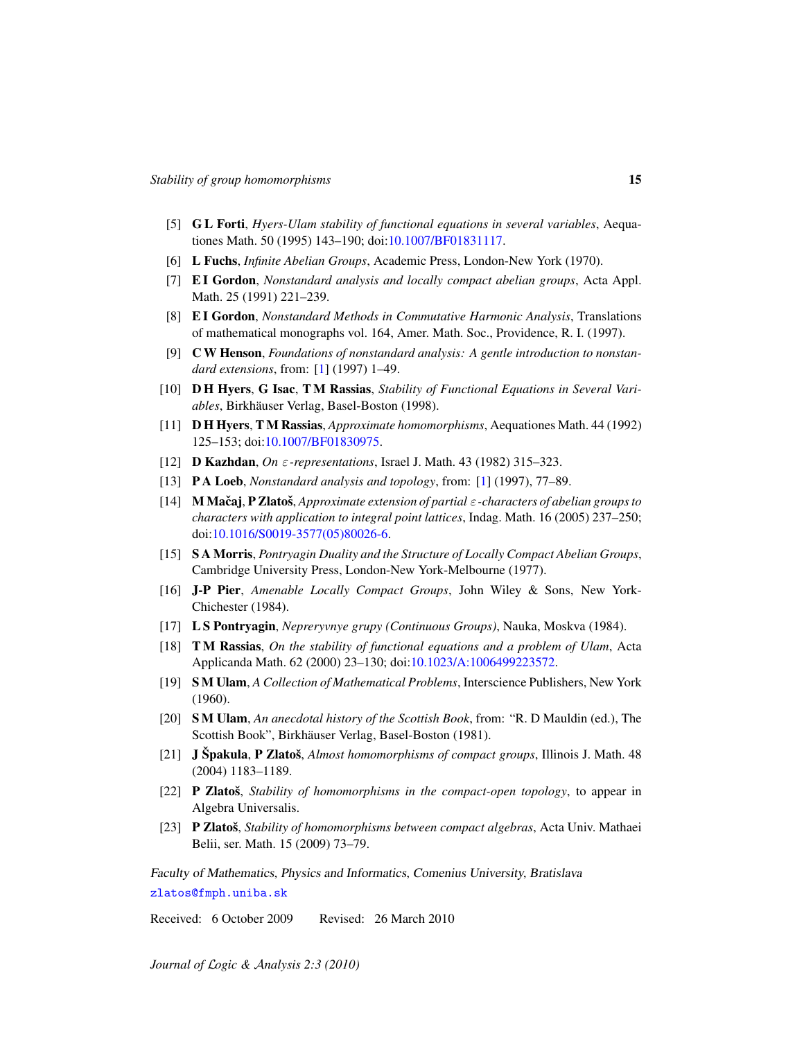[5] **G L Forti**, *Hyers-Ulam stability of functional equations in several variables*, Aequationes Math. 50 (1995) 143–190; doi:10.1007/BF01831117.

[6] **L Fuchs**, *Infinite Abelian Groups*, Academic Press, London-New York (1970).

[7] **E I Gordon**, *Nonstandard analysis and locally compact abelian groups*, Acta Appl. Math. 25 (1991) 221–239.

[8] **E I Gordon**, *Nonstandard Methods in Commutative Harmonic Analysis*, Translations of mathematical monographs vol. 164, Amer. Math. Soc., Providence, R. I. (1997).

[9] **C W Henson**, *Foundations of nonstandard analysis: A gentle introduction to nonstandard extensions*, from: [1] (1997) 1–49.

[10] **D H Hyers**, **G Isac**, **T M Rassias**, *Stability of Functional Equations in Several Variables*, Birkhäuser Verlag, Basel-Boston (1998).

[11] **D H Hyers**, **T M Rassias**, *Approximate homomorphisms*, Aequationes Math. 44 (1992) 125–153; doi:10.1007/BF01830975.

[12] **D Kazhdan**, *On $\varepsilon$-representations*, Israel J. Math. 43 (1982) 315–323.

[13] **P A Loeb**, *Nonstandard analysis and topology*, from: [1] (1997), 77–89.

[14] **M Mačaj**, **P Zlatoš**, *Approximate extension of partial $\varepsilon$-characters of abelian groups to characters with application to integral point lattices*, Indag. Math. 16 (2005) 237–250; doi:10.1016/S0019-3577(05)80026-6.

[15] **S A Morris**, *Pontryagin Duality and the Structure of Locally Compact Abelian Groups*, Cambridge University Press, London-New York-Melbourne (1977).

[16] **J-P Pier**, *Amenable Locally Compact Groups*, John Wiley & Sons, New York-Chichester (1984).

[17] **L S Pontryagin**, *Nepreryvnye grupy (Continuous Groups)*, Nauka, Moskva (1984).

[18] **T M Rassias**, *On the stability of functional equations and a problem of Ulam*, Acta Applicanda Math. 62 (2000) 23–130; doi:10.1023/A:1006499223572.

[19] **S M Ulam**, *A Collection of Mathematical Problems*, Interscience Publishers, New York (1960).

[20] **S M Ulam**, *An anecdotal history of the Scottish Book*, from: "R. D Mauldin (ed.), The Scottish Book", Birkhäuser Verlag, Basel-Boston (1981).

[21] **J Špakula**, **P Zlatoš**, *Almost homomorphisms of compact groups*, Illinois J. Math. 48 (2004) 1183–1189.

[22] **P Zlatoš**, *Stability of homomorphisms in the compact-open topology*, to appear in Algebra Universalis.

[23] **P Zlatoš**, *Stability of homomorphisms between compact algebras*, Acta Univ. Mathaei Belii, ser. Math. 15 (2009) 73–79.

Faculty of Mathematics, Physics and Informatics, Comenius University, Bratislava

zlatos@fmph.uniba.sk

Received: 6 October 2009  Revised: 26 March 2010